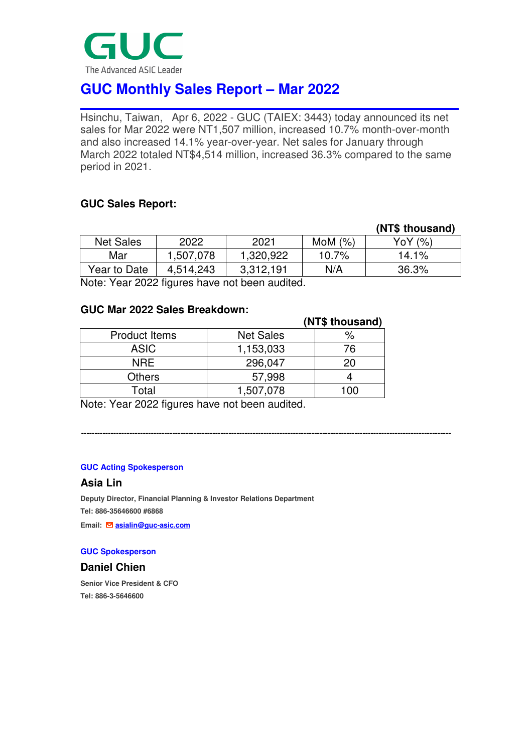GUC

The Advanced ASIC Leader

# GUC Monthly Sales Report – Mar 2022

Hsinchu, Taiwan, Apr 6, 2022 - GUC (TAIEX: 3443) today announced its net sales for Mar 2022 were NT1,507 million, increased 10.7% month-over-month and also increased 14.1% year-over-year. Net sales for January through March 2022 totaled NT$4,514 million, increased 36.3% compared to the same period in 2021.

### GUC Sales Report:

**(NT$ thousand)**

| Net Sales | 2022 | 2021 | MoM (%) | YoY (%) |
|---|---|---|---|---|
| Mar | 1,507,078 | 1,320,922 | 10.7% | 14.1% |
| Year to Date | 4,514,243 | 3,312,191 | N/A | 36.3% |

Note: Year 2022 figures have not been audited.

### GUC Mar 2022 Sales Breakdown:

**(NT$ thousand)**

| Product Items | Net Sales | % |
|---|---|---|
| ASIC | 1,153,033 | 76 |
| NRE | 296,047 | 20 |
| Others | 57,998 | 4 |
| Total | 1,507,078 | 100 |

Note: Year 2022 figures have not been audited.

---

**GUC Acting Spokesperson**

**Asia Lin**

**Deputy Director, Financial Planning & Investor Relations Department**

**Tel: 886-35646600 #6868**

**Email:** asialin@guc-asic.com

**GUC Spokesperson**

**Daniel Chien**

**Senior Vice President & CFO**

**Tel: 886-3-5646600**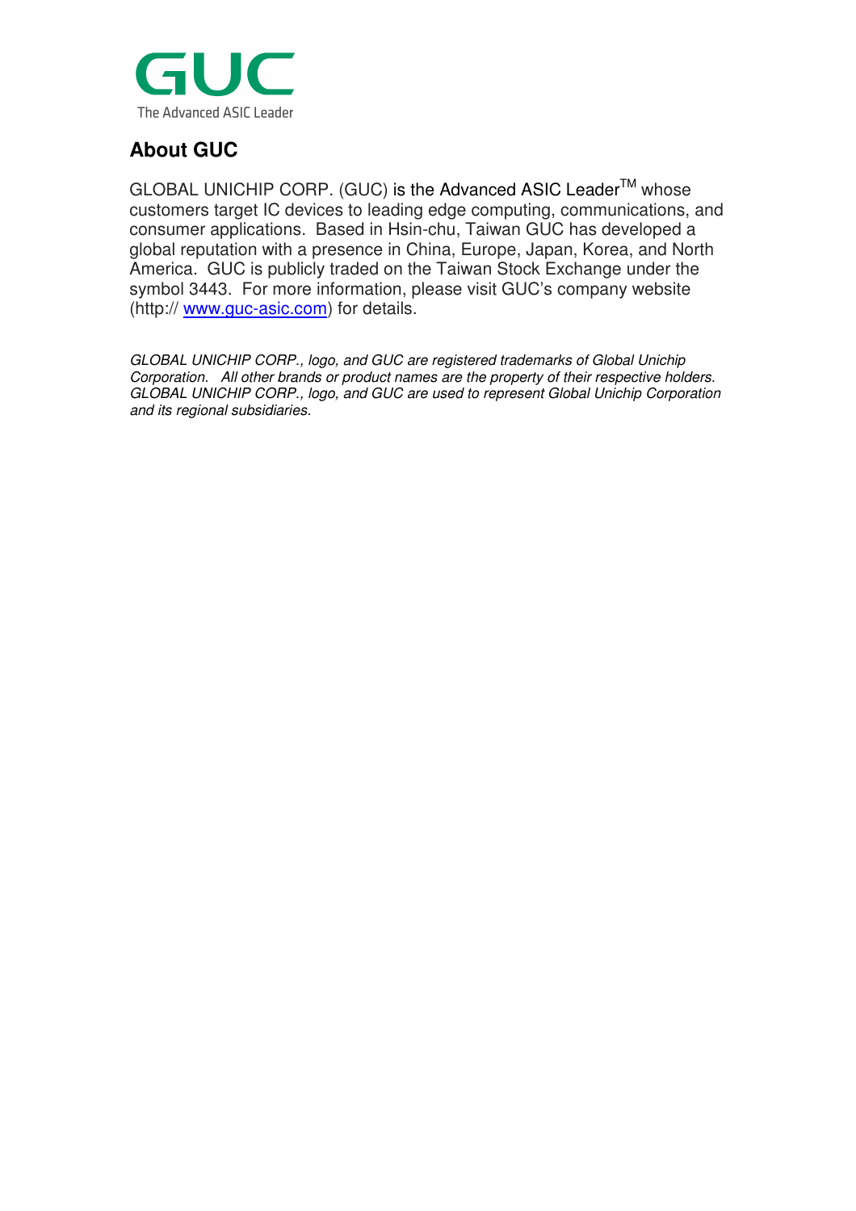GUC
The Advanced ASIC Leader

## About GUC

GLOBAL UNICHIP CORP. (GUC) is the Advanced ASIC Leader$^{TM}$ whose customers target IC devices to leading edge computing, communications, and consumer applications. Based in Hsin-chu, Taiwan GUC has developed a global reputation with a presence in China, Europe, Japan, Korea, and North America. GUC is publicly traded on the Taiwan Stock Exchange under the symbol 3443. For more information, please visit GUC's company website (http:// www.guc-asic.com) for details.

*GLOBAL UNICHIP CORP., logo, and GUC are registered trademarks of Global Unichip Corporation. All other brands or product names are the property of their respective holders. GLOBAL UNICHIP CORP., logo, and GUC are used to represent Global Unichip Corporation and its regional subsidiaries.*